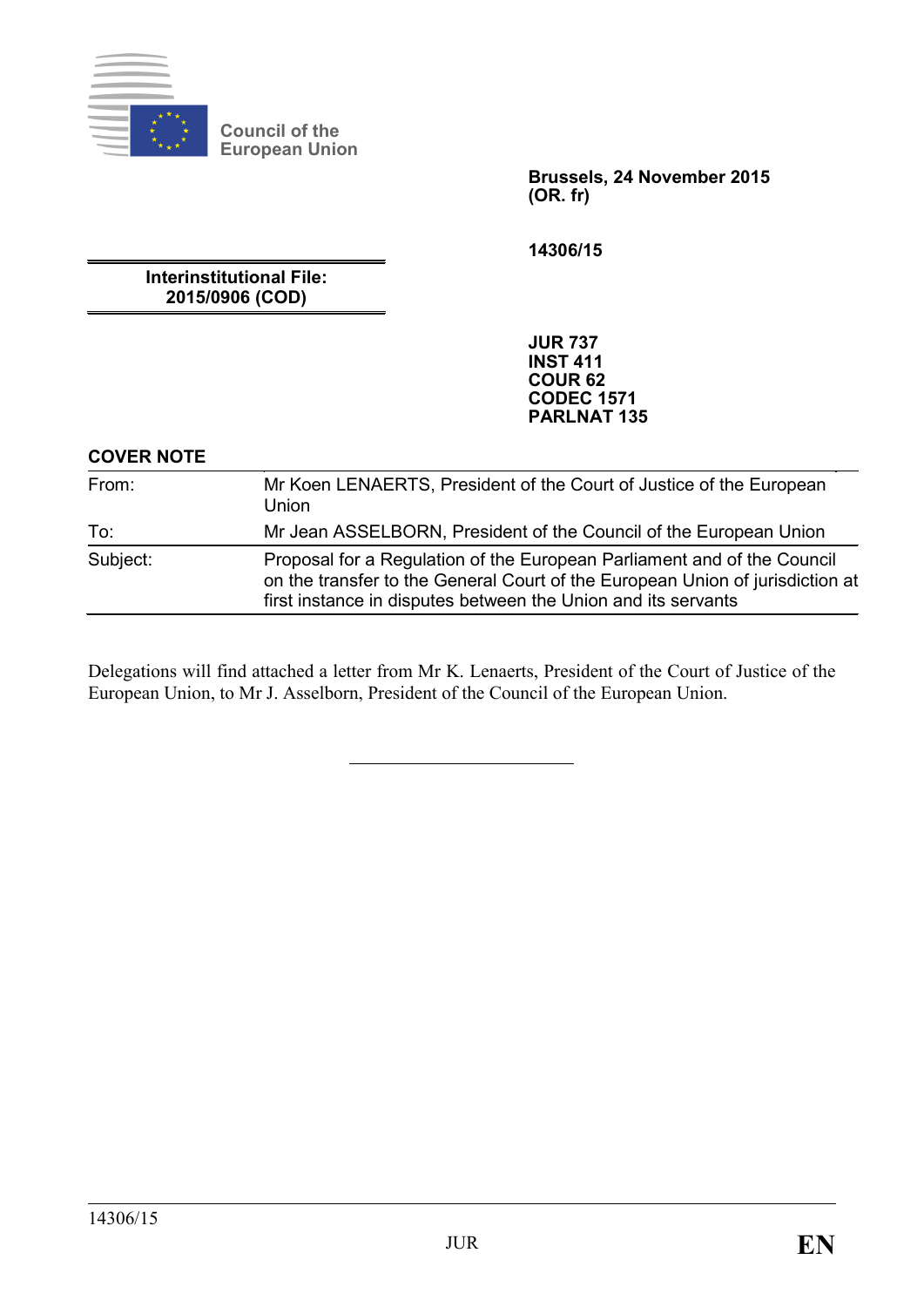**Council of the European Union**

**Brussels, 24 November 2015**
**(OR. fr)**

**14306/15**

**Interinstitutional File:**
**2015/0906 (COD)**

**JUR 737**
**INST 411**
**COUR 62**
**CODEC 1571**
**PARLNAT 135**

**COVER NOTE**

| | |
|---|---|
| From: | Mr Koen LENAERTS, President of the Court of Justice of the European Union |
| To: | Mr Jean ASSELBORN, President of the Council of the European Union |
| Subject: | Proposal for a Regulation of the European Parliament and of the Council on the transfer to the General Court of the European Union of jurisdiction at first instance in disputes between the Union and its servants |

Delegations will find attached a letter from Mr K. Lenaerts, President of the Court of Justice of the European Union, to Mr J. Asselborn, President of the Council of the European Union.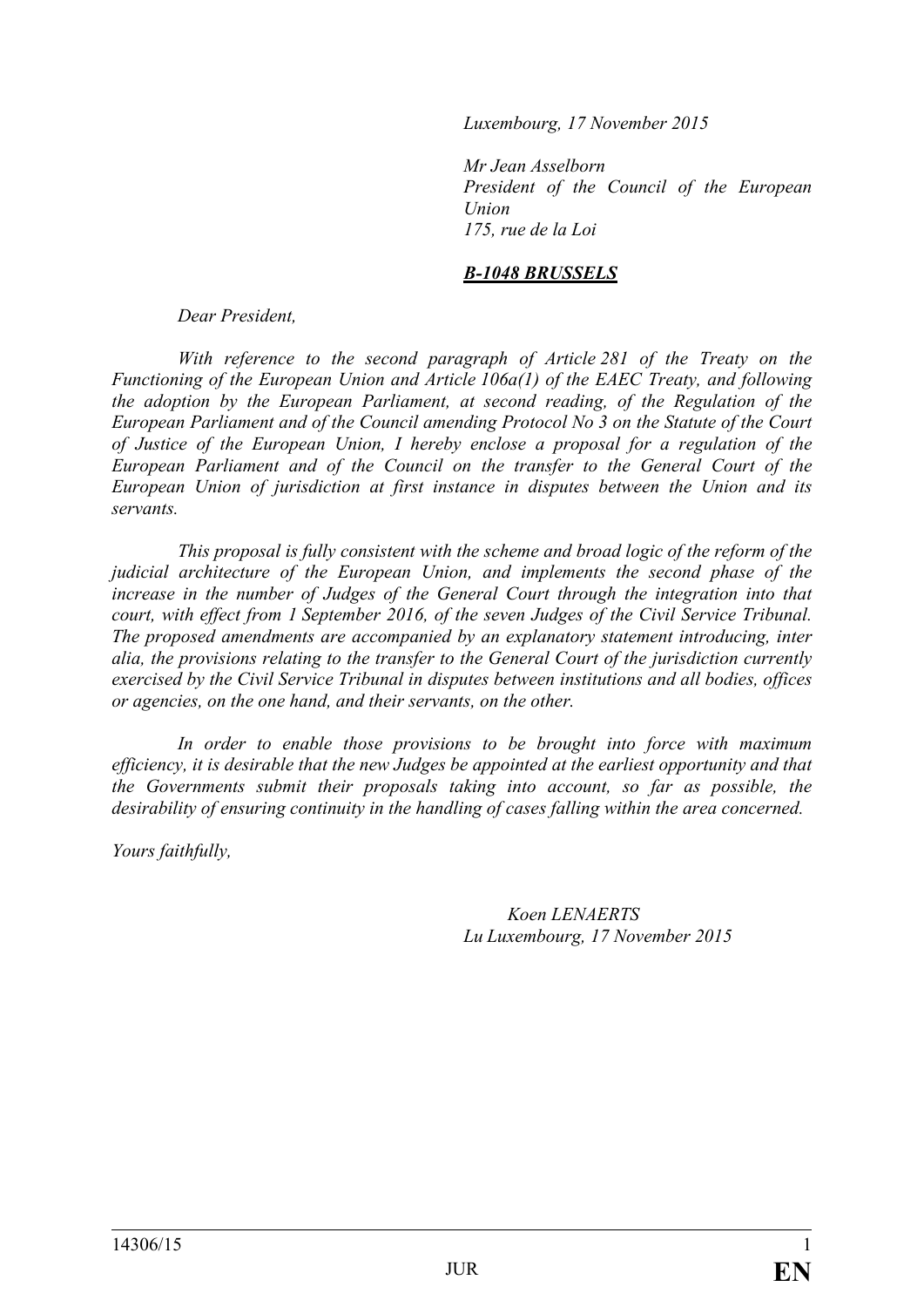*Luxembourg, 17 November 2015*

*Mr Jean Asselborn*
*President of the Council of the European Union*
*175, rue de la Loi*

***B-1048 BRUSSELS***

*Dear President,*

*With reference to the second paragraph of Article 281 of the Treaty on the Functioning of the European Union and Article 106a(1) of the EAEC Treaty, and following the adoption by the European Parliament, at second reading, of the Regulation of the European Parliament and of the Council amending Protocol No 3 on the Statute of the Court of Justice of the European Union, I hereby enclose a proposal for a regulation of the European Parliament and of the Council on the transfer to the General Court of the European Union of jurisdiction at first instance in disputes between the Union and its servants.*

*This proposal is fully consistent with the scheme and broad logic of the reform of the judicial architecture of the European Union, and implements the second phase of the increase in the number of Judges of the General Court through the integration into that court, with effect from 1 September 2016, of the seven Judges of the Civil Service Tribunal. The proposed amendments are accompanied by an explanatory statement introducing, inter alia, the provisions relating to the transfer to the General Court of the jurisdiction currently exercised by the Civil Service Tribunal in disputes between institutions and all bodies, offices or agencies, on the one hand, and their servants, on the other.*

*In order to enable those provisions to be brought into force with maximum efficiency, it is desirable that the new Judges be appointed at the earliest opportunity and that the Governments submit their proposals taking into account, so far as possible, the desirability of ensuring continuity in the handling of cases falling within the area concerned.*

*Yours faithfully,*

*Koen LENAERTS*
*Lu Luxembourg, 17 November 2015*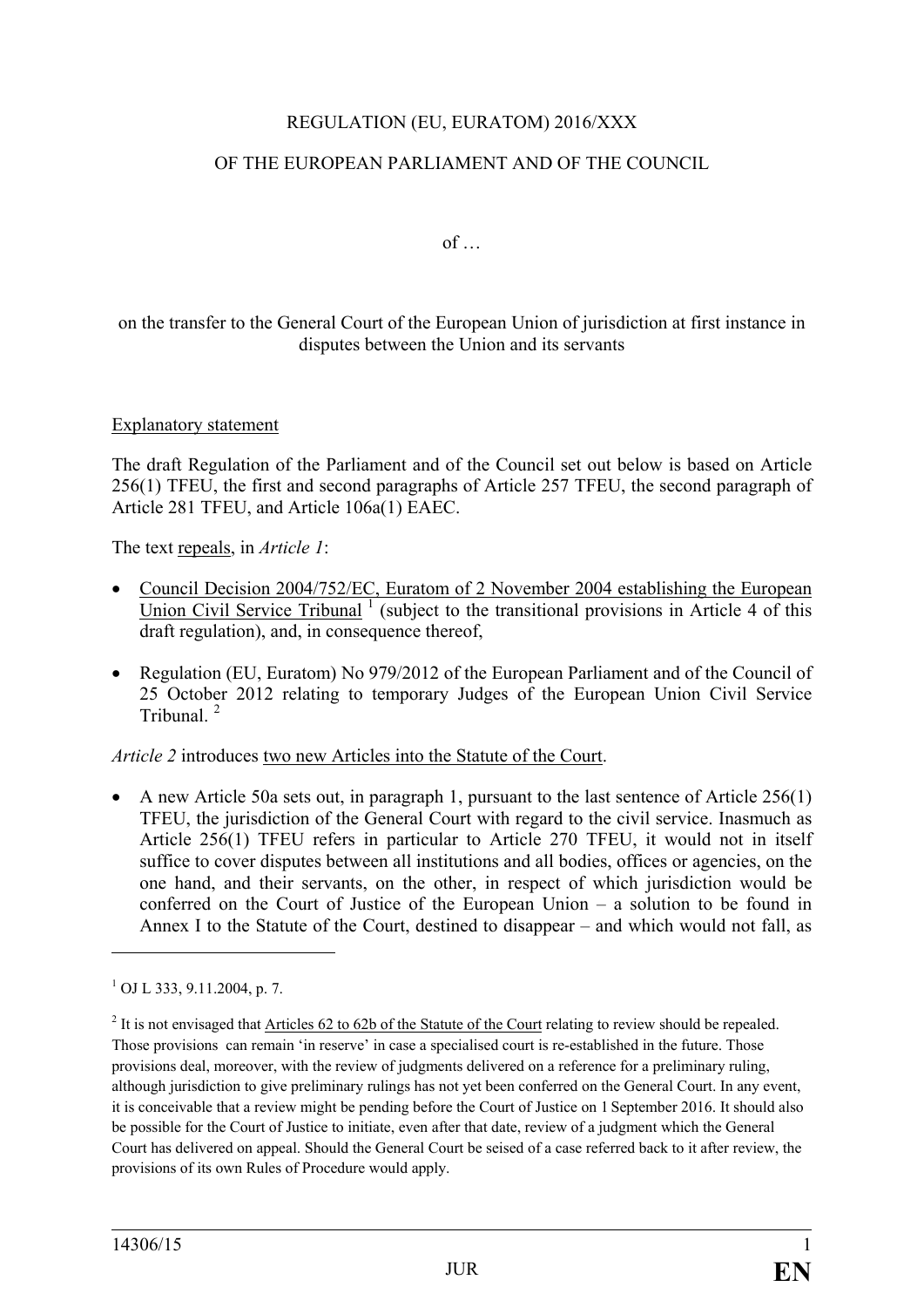REGULATION (EU, EURATOM) 2016/XXX

OF THE EUROPEAN PARLIAMENT AND OF THE COUNCIL

of …

on the transfer to the General Court of the European Union of jurisdiction at first instance in disputes between the Union and its servants

Explanatory statement

The draft Regulation of the Parliament and of the Council set out below is based on Article 256(1) TFEU, the first and second paragraphs of Article 257 TFEU, the second paragraph of Article 281 TFEU, and Article 106a(1) EAEC.

The text repeals, in *Article 1*:

- Council Decision 2004/752/EC, Euratom of 2 November 2004 establishing the European Union Civil Service Tribunal [1] (subject to the transitional provisions in Article 4 of this draft regulation), and, in consequence thereof,
- Regulation (EU, Euratom) No 979/2012 of the European Parliament and of the Council of 25 October 2012 relating to temporary Judges of the European Union Civil Service Tribunal. [2]

*Article 2* introduces two new Articles into the Statute of the Court.

- A new Article 50a sets out, in paragraph 1, pursuant to the last sentence of Article 256(1) TFEU, the jurisdiction of the General Court with regard to the civil service. Inasmuch as Article 256(1) TFEU refers in particular to Article 270 TFEU, it would not in itself suffice to cover disputes between all institutions and all bodies, offices or agencies, on the one hand, and their servants, on the other, in respect of which jurisdiction would be conferred on the Court of Justice of the European Union – a solution to be found in Annex I to the Statute of the Court, destined to disappear – and which would not fall, as

---

[1] OJ L 333, 9.11.2004, p. 7.

[2] It is not envisaged that Articles 62 to 62b of the Statute of the Court relating to review should be repealed. Those provisions can remain 'in reserve' in case a specialised court is re-established in the future. Those provisions deal, moreover, with the review of judgments delivered on a reference for a preliminary ruling, although jurisdiction to give preliminary rulings has not yet been conferred on the General Court. In any event, it is conceivable that a review might be pending before the Court of Justice on 1 September 2016. It should also be possible for the Court of Justice to initiate, even after that date, review of a judgment which the General Court has delivered on appeal. Should the General Court be seised of a case referred back to it after review, the provisions of its own Rules of Procedure would apply.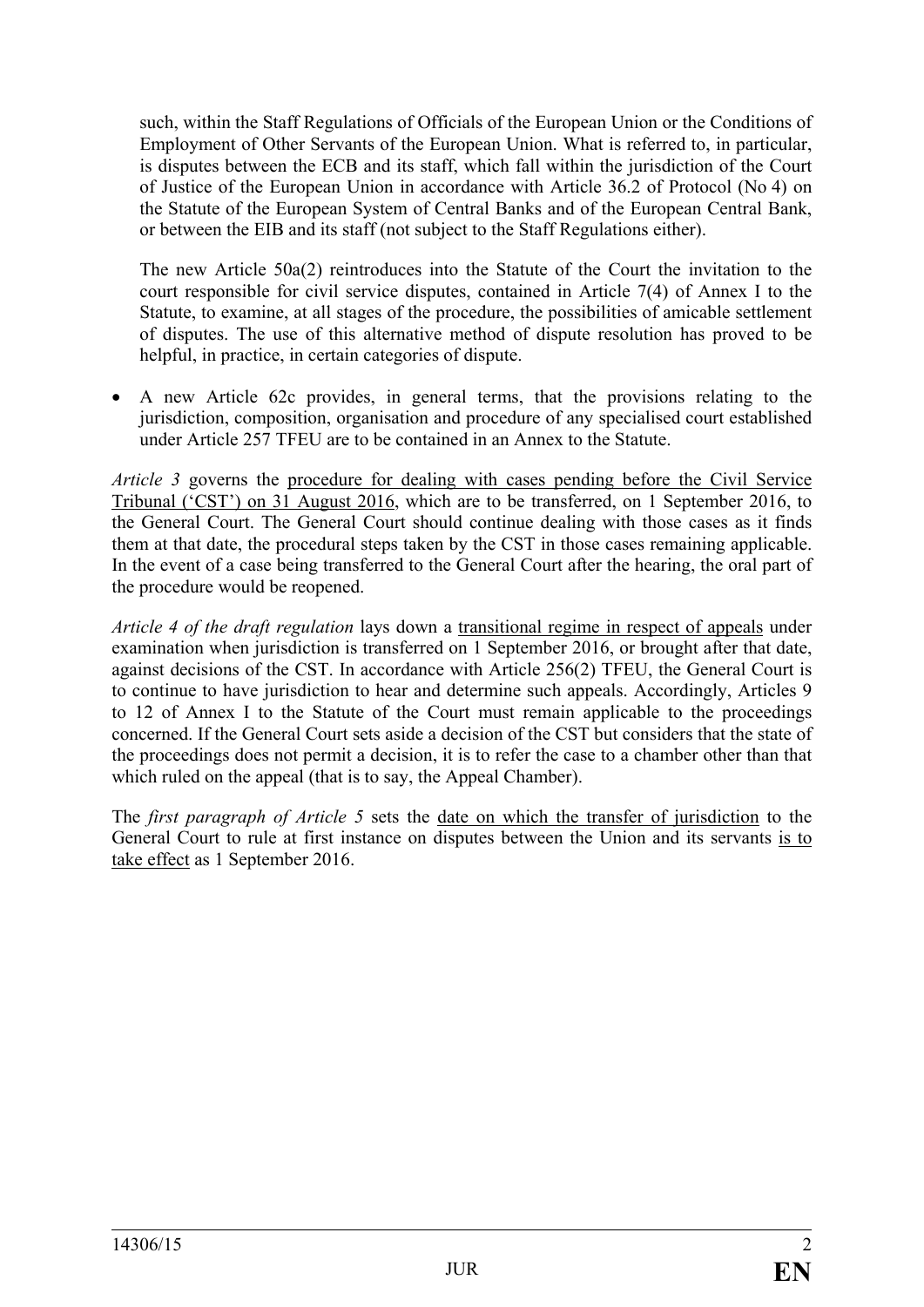such, within the Staff Regulations of Officials of the European Union or the Conditions of Employment of Other Servants of the European Union. What is referred to, in particular, is disputes between the ECB and its staff, which fall within the jurisdiction of the Court of Justice of the European Union in accordance with Article 36.2 of Protocol (No 4) on the Statute of the European System of Central Banks and of the European Central Bank, or between the EIB and its staff (not subject to the Staff Regulations either).

The new Article 50a(2) reintroduces into the Statute of the Court the invitation to the court responsible for civil service disputes, contained in Article 7(4) of Annex I to the Statute, to examine, at all stages of the procedure, the possibilities of amicable settlement of disputes. The use of this alternative method of dispute resolution has proved to be helpful, in practice, in certain categories of dispute.

- A new Article 62c provides, in general terms, that the provisions relating to the jurisdiction, composition, organisation and procedure of any specialised court established under Article 257 TFEU are to be contained in an Annex to the Statute.

*Article 3* governs the procedure for dealing with cases pending before the Civil Service Tribunal ('CST') on 31 August 2016, which are to be transferred, on 1 September 2016, to the General Court. The General Court should continue dealing with those cases as it finds them at that date, the procedural steps taken by the CST in those cases remaining applicable. In the event of a case being transferred to the General Court after the hearing, the oral part of the procedure would be reopened.

*Article 4 of the draft regulation* lays down a transitional regime in respect of appeals under examination when jurisdiction is transferred on 1 September 2016, or brought after that date, against decisions of the CST. In accordance with Article 256(2) TFEU, the General Court is to continue to have jurisdiction to hear and determine such appeals. Accordingly, Articles 9 to 12 of Annex I to the Statute of the Court must remain applicable to the proceedings concerned. If the General Court sets aside a decision of the CST but considers that the state of the proceedings does not permit a decision, it is to refer the case to a chamber other than that which ruled on the appeal (that is to say, the Appeal Chamber).

The *first paragraph of Article 5* sets the date on which the transfer of jurisdiction to the General Court to rule at first instance on disputes between the Union and its servants is to take effect as 1 September 2016.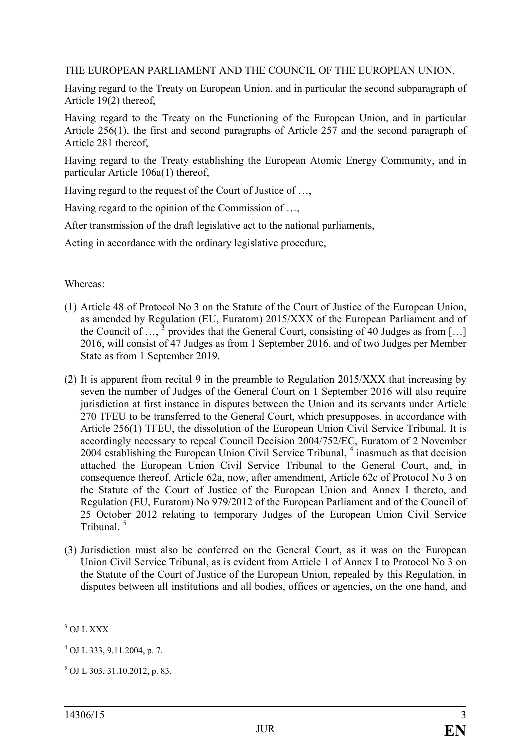THE EUROPEAN PARLIAMENT AND THE COUNCIL OF THE EUROPEAN UNION,

Having regard to the Treaty on European Union, and in particular the second subparagraph of Article 19(2) thereof,

Having regard to the Treaty on the Functioning of the European Union, and in particular Article 256(1), the first and second paragraphs of Article 257 and the second paragraph of Article 281 thereof,

Having regard to the Treaty establishing the European Atomic Energy Community, and in particular Article 106a(1) thereof,

Having regard to the request of the Court of Justice of …,

Having regard to the opinion of the Commission of …,

After transmission of the draft legislative act to the national parliaments,

Acting in accordance with the ordinary legislative procedure,

Whereas:

(1) Article 48 of Protocol No 3 on the Statute of the Court of Justice of the European Union, as amended by Regulation (EU, Euratom) 2015/XXX of the European Parliament and of the Council of …, [3] provides that the General Court, consisting of 40 Judges as from […] 2016, will consist of 47 Judges as from 1 September 2016, and of two Judges per Member State as from 1 September 2019.

(2) It is apparent from recital 9 in the preamble to Regulation 2015/XXX that increasing by seven the number of Judges of the General Court on 1 September 2016 will also require jurisdiction at first instance in disputes between the Union and its servants under Article 270 TFEU to be transferred to the General Court, which presupposes, in accordance with Article 256(1) TFEU, the dissolution of the European Union Civil Service Tribunal. It is accordingly necessary to repeal Council Decision 2004/752/EC, Euratom of 2 November 2004 establishing the European Union Civil Service Tribunal, [4] inasmuch as that decision attached the European Union Civil Service Tribunal to the General Court, and, in consequence thereof, Article 62a, now, after amendment, Article 62c of Protocol No 3 on the Statute of the Court of Justice of the European Union and Annex I thereto, and Regulation (EU, Euratom) No 979/2012 of the European Parliament and of the Council of 25 October 2012 relating to temporary Judges of the European Union Civil Service Tribunal. [5]

(3) Jurisdiction must also be conferred on the General Court, as it was on the European Union Civil Service Tribunal, as is evident from Article 1 of Annex I to Protocol No 3 on the Statute of the Court of Justice of the European Union, repealed by this Regulation, in disputes between all institutions and all bodies, offices or agencies, on the one hand, and

---

[3] OJ L XXX

[4] OJ L 333, 9.11.2004, p. 7.

[5] OJ L 303, 31.10.2012, p. 83.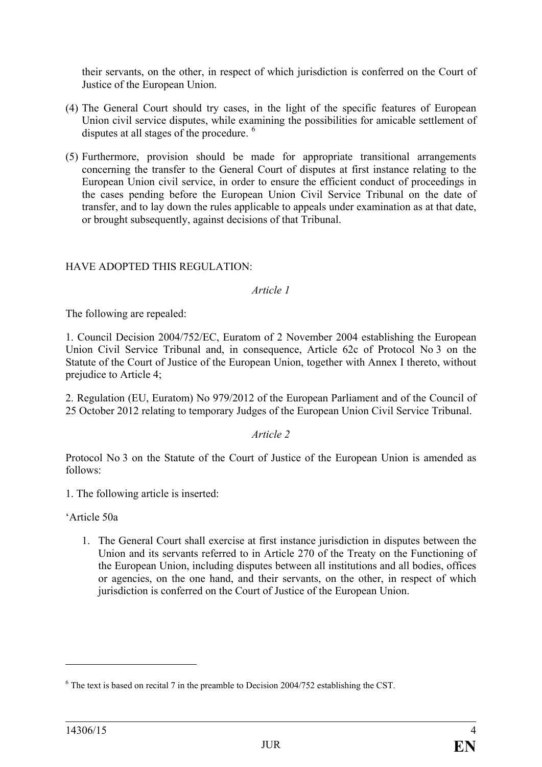their servants, on the other, in respect of which jurisdiction is conferred on the Court of Justice of the European Union.

(4) The General Court should try cases, in the light of the specific features of European Union civil service disputes, while examining the possibilities for amicable settlement of disputes at all stages of the procedure. [6]

(5) Furthermore, provision should be made for appropriate transitional arrangements concerning the transfer to the General Court of disputes at first instance relating to the European Union civil service, in order to ensure the efficient conduct of proceedings in the cases pending before the European Union Civil Service Tribunal on the date of transfer, and to lay down the rules applicable to appeals under examination as at that date, or brought subsequently, against decisions of that Tribunal.

HAVE ADOPTED THIS REGULATION:

*Article 1*

The following are repealed:

1. Council Decision 2004/752/EC, Euratom of 2 November 2004 establishing the European Union Civil Service Tribunal and, in consequence, Article 62c of Protocol No 3 on the Statute of the Court of Justice of the European Union, together with Annex I thereto, without prejudice to Article 4;

2. Regulation (EU, Euratom) No 979/2012 of the European Parliament and of the Council of 25 October 2012 relating to temporary Judges of the European Union Civil Service Tribunal.

*Article 2*

Protocol No 3 on the Statute of the Court of Justice of the European Union is amended as follows:

1. The following article is inserted:

'Article 50a

1. The General Court shall exercise at first instance jurisdiction in disputes between the Union and its servants referred to in Article 270 of the Treaty on the Functioning of the European Union, including disputes between all institutions and all bodies, offices or agencies, on the one hand, and their servants, on the other, in respect of which jurisdiction is conferred on the Court of Justice of the European Union.

---

[6] The text is based on recital 7 in the preamble to Decision 2004/752 establishing the CST.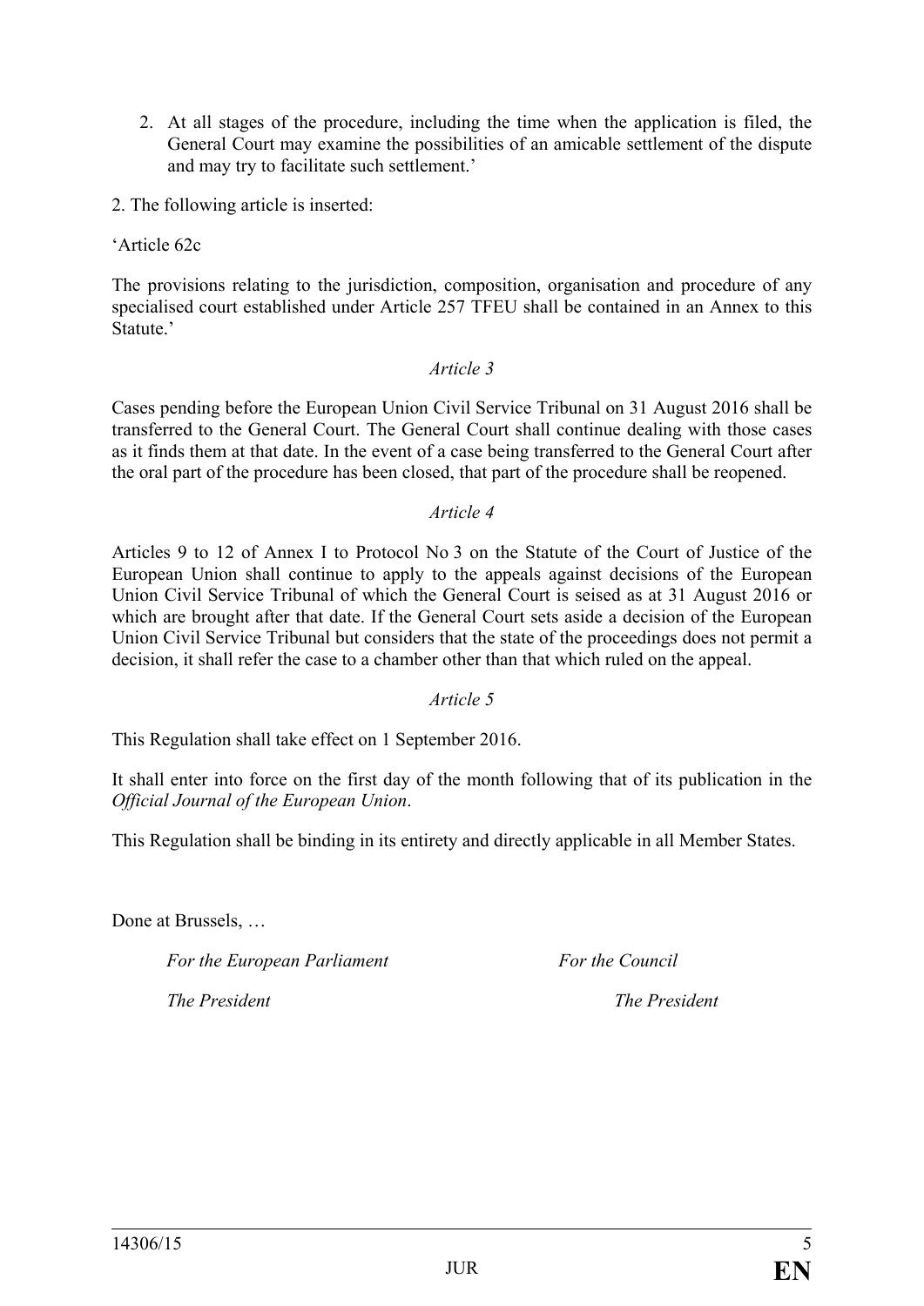2. At all stages of the procedure, including the time when the application is filed, the General Court may examine the possibilities of an amicable settlement of the dispute and may try to facilitate such settlement.'

2. The following article is inserted:

'Article 62c

The provisions relating to the jurisdiction, composition, organisation and procedure of any specialised court established under Article 257 TFEU shall be contained in an Annex to this Statute.'

*Article 3*

Cases pending before the European Union Civil Service Tribunal on 31 August 2016 shall be transferred to the General Court. The General Court shall continue dealing with those cases as it finds them at that date. In the event of a case being transferred to the General Court after the oral part of the procedure has been closed, that part of the procedure shall be reopened.

*Article 4*

Articles 9 to 12 of Annex I to Protocol No 3 on the Statute of the Court of Justice of the European Union shall continue to apply to the appeals against decisions of the European Union Civil Service Tribunal of which the General Court is seised as at 31 August 2016 or which are brought after that date. If the General Court sets aside a decision of the European Union Civil Service Tribunal but considers that the state of the proceedings does not permit a decision, it shall refer the case to a chamber other than that which ruled on the appeal.

*Article 5*

This Regulation shall take effect on 1 September 2016.

It shall enter into force on the first day of the month following that of its publication in the *Official Journal of the European Union*.

This Regulation shall be binding in its entirety and directly applicable in all Member States.

Done at Brussels, …

*For the European Parliament* — *For the Council*

*The President* — *The President*